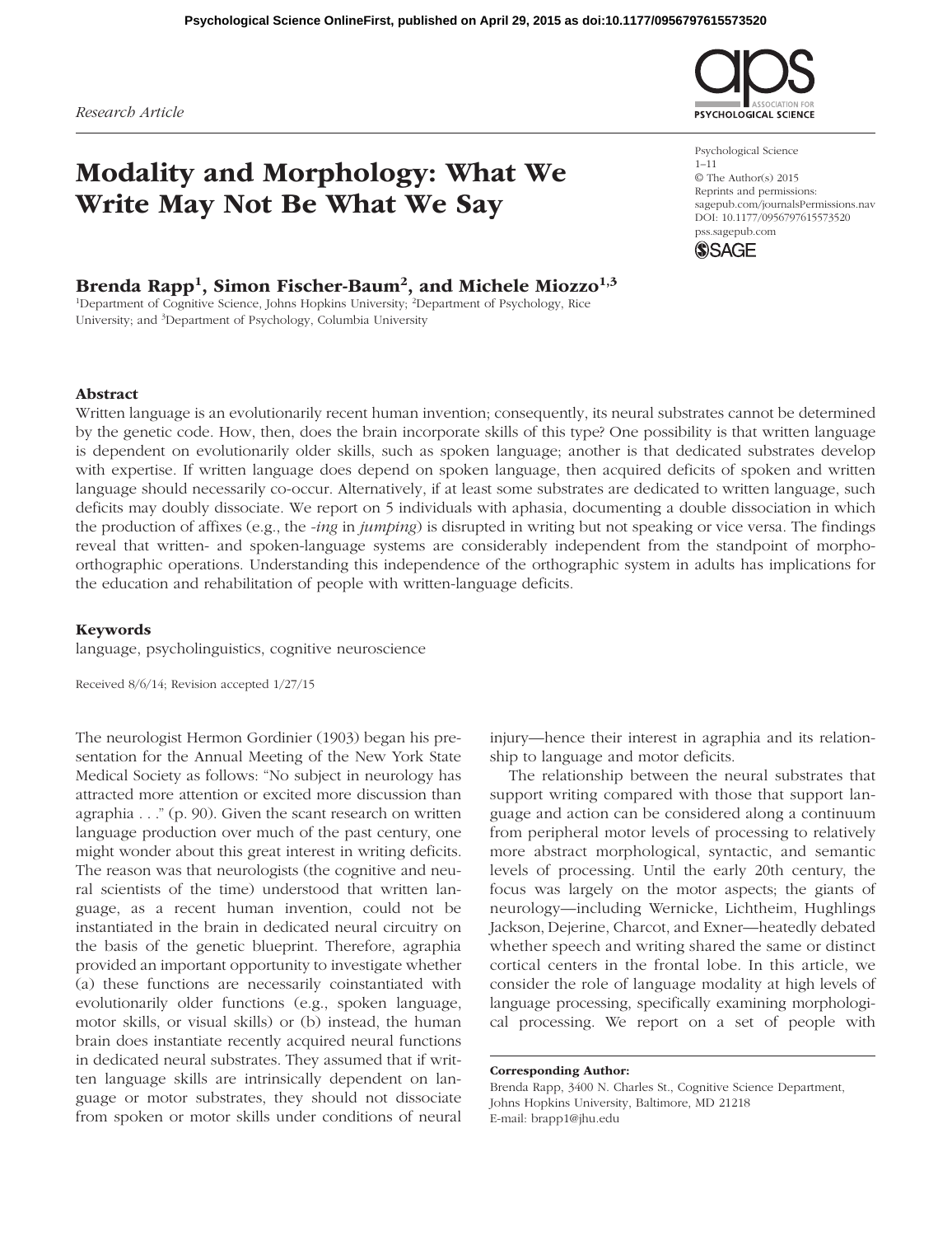Research Article

# Modality and Morphology: What We Write May Not Be What We Say

**Brenda Rapp[1], Simon Fischer-Baum[2], and Michele Miozzo[1,3]**

[1]Department of Cognitive Science, Johns Hopkins University; [2]Department of Psychology, Rice University; and [3]Department of Psychology, Columbia University

Psychological Science
1–11
© The Author(s) 2015
Reprints and permissions: sagepub.com/journalsPermissions.nav
DOI: 10.1177/0956797615573520
pss.sagepub.com

## Abstract

Written language is an evolutionarily recent human invention; consequently, its neural substrates cannot be determined by the genetic code. How, then, does the brain incorporate skills of this type? One possibility is that written language is dependent on evolutionarily older skills, such as spoken language; another is that dedicated substrates develop with expertise. If written language does depend on spoken language, then acquired deficits of spoken and written language should necessarily co-occur. Alternatively, if at least some substrates are dedicated to written language, such deficits may doubly dissociate. We report on 5 individuals with aphasia, documenting a double dissociation in which the production of affixes (e.g., the *-ing* in *jumping*) is disrupted in writing but not speaking or vice versa. The findings reveal that written- and spoken-language systems are considerably independent from the standpoint of morpho-orthographic operations. Understanding this independence of the orthographic system in adults has implications for the education and rehabilitation of people with written-language deficits.

### Keywords

language, psycholinguistics, cognitive neuroscience

Received 8/6/14; Revision accepted 1/27/15

The neurologist Hermon Gordinier (1903) began his presentation for the Annual Meeting of the New York State Medical Society as follows: "No subject in neurology has attracted more attention or excited more discussion than agraphia . . ." (p. 90). Given the scant research on written language production over much of the past century, one might wonder about this great interest in writing deficits. The reason was that neurologists (the cognitive and neural scientists of the time) understood that written language, as a recent human invention, could not be instantiated in the brain in dedicated neural circuitry on the basis of the genetic blueprint. Therefore, agraphia provided an important opportunity to investigate whether (a) these functions are necessarily coinstantiated with evolutionarily older functions (e.g., spoken language, motor skills, or visual skills) or (b) instead, the human brain does instantiate recently acquired neural functions in dedicated neural substrates. They assumed that if written language skills are intrinsically dependent on language or motor substrates, they should not dissociate from spoken or motor skills under conditions of neural injury—hence their interest in agraphia and its relationship to language and motor deficits.

The relationship between the neural substrates that support writing compared with those that support language and action can be considered along a continuum from peripheral motor levels of processing to relatively more abstract morphological, syntactic, and semantic levels of processing. Until the early 20th century, the focus was largely on the motor aspects; the giants of neurology—including Wernicke, Lichtheim, Hughlings Jackson, Dejerine, Charcot, and Exner—heatedly debated whether speech and writing shared the same or distinct cortical centers in the frontal lobe. In this article, we consider the role of language modality at high levels of language processing, specifically examining morphological processing. We report on a set of people with

**Corresponding Author:**
Brenda Rapp, 3400 N. Charles St., Cognitive Science Department, Johns Hopkins University, Baltimore, MD 21218
E-mail: brapp1@jhu.edu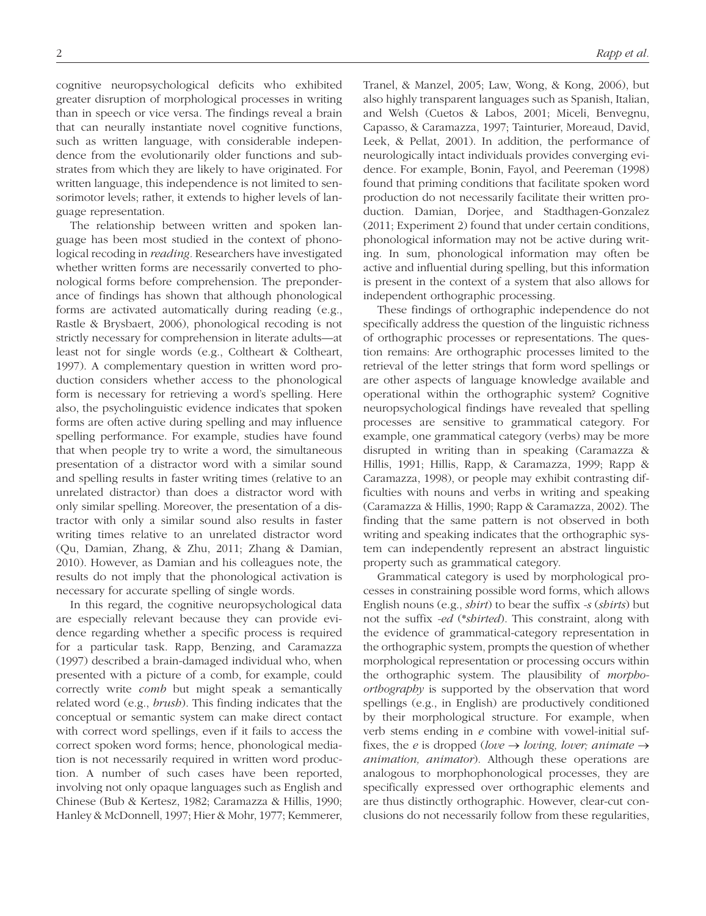cognitive neuropsychological deficits who exhibited greater disruption of morphological processes in writing than in speech or vice versa. The findings reveal a brain that can neurally instantiate novel cognitive functions, such as written language, with considerable independence from the evolutionarily older functions and substrates from which they are likely to have originated. For written language, this independence is not limited to sensorimotor levels; rather, it extends to higher levels of language representation.

The relationship between written and spoken language has been most studied in the context of phonological recoding in *reading*. Researchers have investigated whether written forms are necessarily converted to phonological forms before comprehension. The preponderance of findings has shown that although phonological forms are activated automatically during reading (e.g., Rastle & Brysbaert, 2006), phonological recoding is not strictly necessary for comprehension in literate adults—at least not for single words (e.g., Coltheart & Coltheart, 1997). A complementary question in written word production considers whether access to the phonological form is necessary for retrieving a word's spelling. Here also, the psycholinguistic evidence indicates that spoken forms are often active during spelling and may influence spelling performance. For example, studies have found that when people try to write a word, the simultaneous presentation of a distractor word with a similar sound and spelling results in faster writing times (relative to an unrelated distractor) than does a distractor word with only similar spelling. Moreover, the presentation of a distractor with only a similar sound also results in faster writing times relative to an unrelated distractor word (Qu, Damian, Zhang, & Zhu, 2011; Zhang & Damian, 2010). However, as Damian and his colleagues note, the results do not imply that the phonological activation is necessary for accurate spelling of single words.

In this regard, the cognitive neuropsychological data are especially relevant because they can provide evidence regarding whether a specific process is required for a particular task. Rapp, Benzing, and Caramazza (1997) described a brain-damaged individual who, when presented with a picture of a comb, for example, could correctly write *comb* but might speak a semantically related word (e.g., *brush*). This finding indicates that the conceptual or semantic system can make direct contact with correct word spellings, even if it fails to access the correct spoken word forms; hence, phonological mediation is not necessarily required in written word production. A number of such cases have been reported, involving not only opaque languages such as English and Chinese (Bub & Kertesz, 1982; Caramazza & Hillis, 1990; Hanley & McDonnell, 1997; Hier & Mohr, 1977; Kemmerer, Tranel, & Manzel, 2005; Law, Wong, & Kong, 2006), but also highly transparent languages such as Spanish, Italian, and Welsh (Cuetos & Labos, 2001; Miceli, Benvegnu, Capasso, & Caramazza, 1997; Tainturier, Moreaud, David, Leek, & Pellat, 2001). In addition, the performance of neurologically intact individuals provides converging evidence. For example, Bonin, Fayol, and Peereman (1998) found that priming conditions that facilitate spoken word production do not necessarily facilitate their written production. Damian, Dorjee, and Stadthagen-Gonzalez (2011; Experiment 2) found that under certain conditions, phonological information may not be active during writing. In sum, phonological information may often be active and influential during spelling, but this information is present in the context of a system that also allows for independent orthographic processing.

These findings of orthographic independence do not specifically address the question of the linguistic richness of orthographic processes or representations. The question remains: Are orthographic processes limited to the retrieval of the letter strings that form word spellings or are other aspects of language knowledge available and operational within the orthographic system? Cognitive neuropsychological findings have revealed that spelling processes are sensitive to grammatical category. For example, one grammatical category (verbs) may be more disrupted in writing than in speaking (Caramazza & Hillis, 1991; Hillis, Rapp, & Caramazza, 1999; Rapp & Caramazza, 1998), or people may exhibit contrasting difficulties with nouns and verbs in writing and speaking (Caramazza & Hillis, 1990; Rapp & Caramazza, 2002). The finding that the same pattern is not observed in both writing and speaking indicates that the orthographic system can independently represent an abstract linguistic property such as grammatical category.

Grammatical category is used by morphological processes in constraining possible word forms, which allows English nouns (e.g., *shirt*) to bear the suffix *-s* (*shirts*) but not the suffix *-ed* (\**shirted*). This constraint, along with the evidence of grammatical-category representation in the orthographic system, prompts the question of whether morphological representation or processing occurs within the orthographic system. The plausibility of *morpho-orthography* is supported by the observation that word spellings (e.g., in English) are productively conditioned by their morphological structure. For example, when verb stems ending in *e* combine with vowel-initial suffixes, the *e* is dropped (*love* → *loving, lover; animate* → *animation, animator*). Although these operations are analogous to morphophonological processes, they are specifically expressed over orthographic elements and are thus distinctly orthographic. However, clear-cut conclusions do not necessarily follow from these regularities,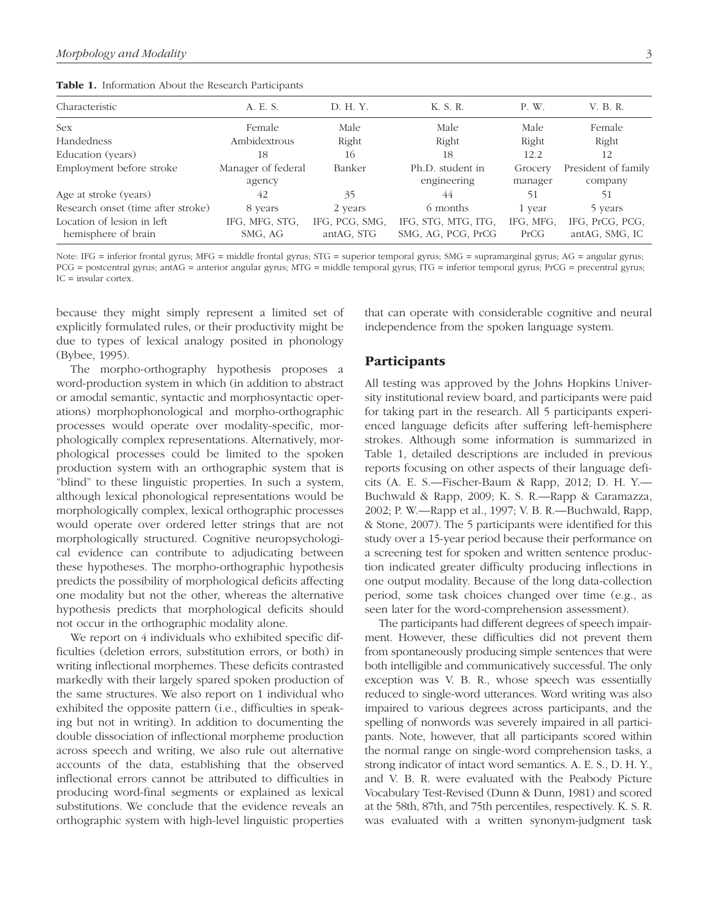**Table 1.** Information About the Research Participants

| Characteristic | A. E. S. | D. H. Y. | K. S. R. | P. W. | V. B. R. |
|---|---|---|---|---|---|
| Sex | Female | Male | Male | Male | Female |
| Handedness | Ambidextrous | Right | Right | Right | Right |
| Education (years) | 18 | 16 | 18 | 12.2 | 12 |
| Employment before stroke | Manager of federal agency | Banker | Ph.D. student in engineering | Grocery manager | President of family company |
| Age at stroke (years) | 42 | 35 | 44 | 51 | 51 |
| Research onset (time after stroke) | 8 years | 2 years | 6 months | 1 year | 5 years |
| Location of lesion in left hemisphere of brain | IFG, MFG, STG, SMG, AG | IFG, PCG, SMG, antAG, STG | IFG, STG, MTG, ITG, SMG, AG, PCG, PrCG | IFG, MFG, PrCG | IFG, PrCG, PCG, antAG, SMG, IC |

Note: IFG = inferior frontal gyrus; MFG = middle frontal gyrus; STG = superior temporal gyrus; SMG = supramarginal gyrus; AG = angular gyrus; PCG = postcentral gyrus; antAG = anterior angular gyrus; MTG = middle temporal gyrus; ITG = inferior temporal gyrus; PrCG = precentral gyrus; IC = insular cortex.

because they might simply represent a limited set of explicitly formulated rules, or their productivity might be due to types of lexical analogy posited in phonology (Bybee, 1995).

The morpho-orthography hypothesis proposes a word-production system in which (in addition to abstract or amodal semantic, syntactic and morphosyntactic operations) morphophonological and morpho-orthographic processes would operate over modality-specific, morphologically complex representations. Alternatively, morphological processes could be limited to the spoken production system with an orthographic system that is "blind" to these linguistic properties. In such a system, although lexical phonological representations would be morphologically complex, lexical orthographic processes would operate over ordered letter strings that are not morphologically structured. Cognitive neuropsychological evidence can contribute to adjudicating between these hypotheses. The morpho-orthographic hypothesis predicts the possibility of morphological deficits affecting one modality but not the other, whereas the alternative hypothesis predicts that morphological deficits should not occur in the orthographic modality alone.

We report on 4 individuals who exhibited specific difficulties (deletion errors, substitution errors, or both) in writing inflectional morphemes. These deficits contrasted markedly with their largely spared spoken production of the same structures. We also report on 1 individual who exhibited the opposite pattern (i.e., difficulties in speaking but not in writing). In addition to documenting the double dissociation of inflectional morpheme production across speech and writing, we also rule out alternative accounts of the data, establishing that the observed inflectional errors cannot be attributed to difficulties in producing word-final segments or explained as lexical substitutions. We conclude that the evidence reveals an orthographic system with high-level linguistic properties that can operate with considerable cognitive and neural independence from the spoken language system.

## Participants

All testing was approved by the Johns Hopkins University institutional review board, and participants were paid for taking part in the research. All 5 participants experienced language deficits after suffering left-hemisphere strokes. Although some information is summarized in Table 1, detailed descriptions are included in previous reports focusing on other aspects of their language deficits (A. E. S.—Fischer-Baum & Rapp, 2012; D. H. Y.—Buchwald & Rapp, 2009; K. S. R.—Rapp & Caramazza, 2002; P. W.—Rapp et al., 1997; V. B. R.—Buchwald, Rapp, & Stone, 2007). The 5 participants were identified for this study over a 15-year period because their performance on a screening test for spoken and written sentence production indicated greater difficulty producing inflections in one output modality. Because of the long data-collection period, some task choices changed over time (e.g., as seen later for the word-comprehension assessment).

The participants had different degrees of speech impairment. However, these difficulties did not prevent them from spontaneously producing simple sentences that were both intelligible and communicatively successful. The only exception was V. B. R., whose speech was essentially reduced to single-word utterances. Word writing was also impaired to various degrees across participants, and the spelling of nonwords was severely impaired in all participants. Note, however, that all participants scored within the normal range on single-word comprehension tasks, a strong indicator of intact word semantics. A. E. S., D. H. Y., and V. B. R. were evaluated with the Peabody Picture Vocabulary Test-Revised (Dunn & Dunn, 1981) and scored at the 58th, 87th, and 75th percentiles, respectively. K. S. R. was evaluated with a written synonym-judgment task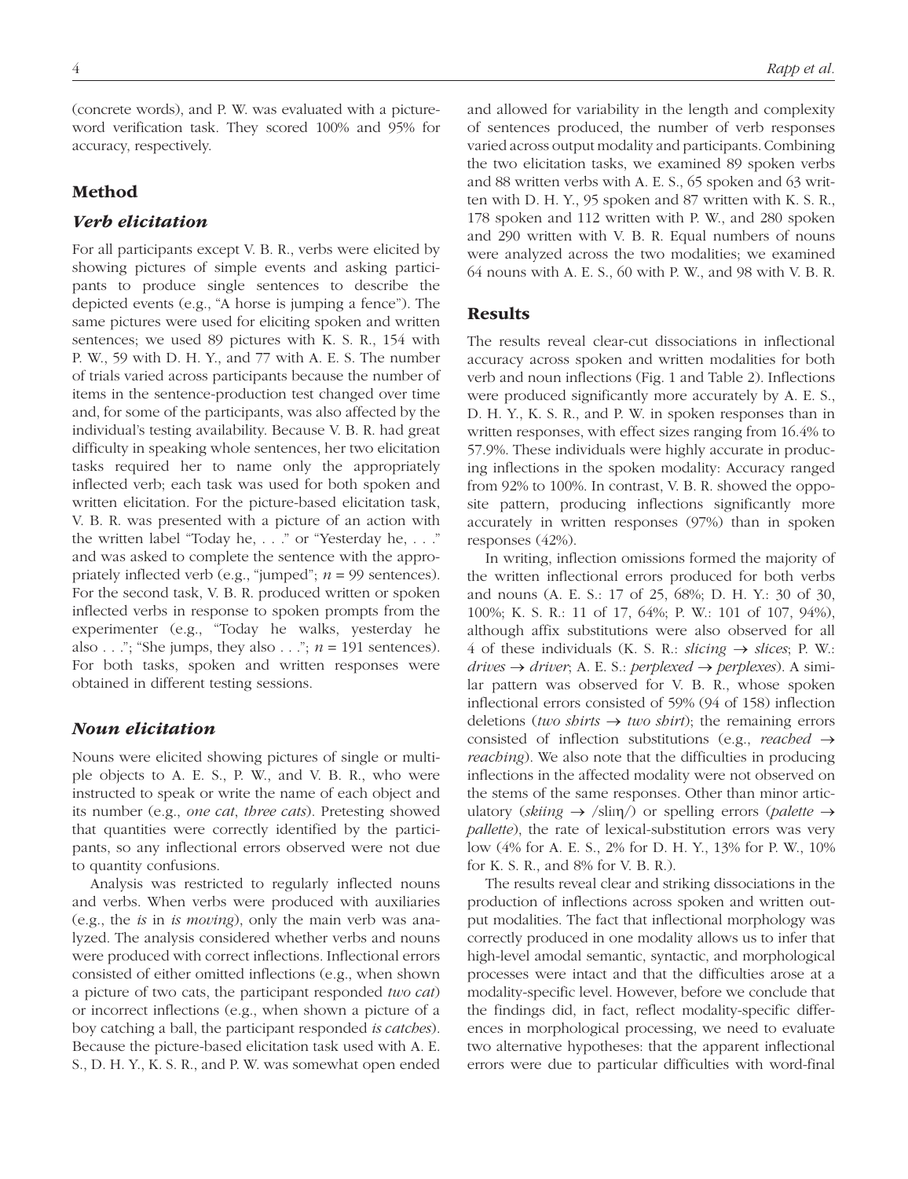(concrete words), and P. W. was evaluated with a picture-word verification task. They scored 100% and 95% for accuracy, respectively.

## Method

### *Verb elicitation*

For all participants except V. B. R., verbs were elicited by showing pictures of simple events and asking participants to produce single sentences to describe the depicted events (e.g., "A horse is jumping a fence"). The same pictures were used for eliciting spoken and written sentences; we used 89 pictures with K. S. R., 154 with P. W., 59 with D. H. Y., and 77 with A. E. S. The number of trials varied across participants because the number of items in the sentence-production test changed over time and, for some of the participants, was also affected by the individual's testing availability. Because V. B. R. had great difficulty in speaking whole sentences, her two elicitation tasks required her to name only the appropriately inflected verb; each task was used for both spoken and written elicitation. For the picture-based elicitation task, V. B. R. was presented with a picture of an action with the written label "Today he, . . ." or "Yesterday he, . . ." and was asked to complete the sentence with the appropriately inflected verb (e.g., "jumped"; *n* = 99 sentences). For the second task, V. B. R. produced written or spoken inflected verbs in response to spoken prompts from the experimenter (e.g., "Today he walks, yesterday he also . . ."; "She jumps, they also . . ."; *n* = 191 sentences). For both tasks, spoken and written responses were obtained in different testing sessions.

### *Noun elicitation*

Nouns were elicited showing pictures of single or multiple objects to A. E. S., P. W., and V. B. R., who were instructed to speak or write the name of each object and its number (e.g., *one cat*, *three cats*). Pretesting showed that quantities were correctly identified by the participants, so any inflectional errors observed were not due to quantity confusions.

Analysis was restricted to regularly inflected nouns and verbs. When verbs were produced with auxiliaries (e.g., the *is* in *is moving*), only the main verb was analyzed. The analysis considered whether verbs and nouns were produced with correct inflections. Inflectional errors consisted of either omitted inflections (e.g., when shown a picture of two cats, the participant responded *two cat*) or incorrect inflections (e.g., when shown a picture of a boy catching a ball, the participant responded *is catches*). Because the picture-based elicitation task used with A. E. S., D. H. Y., K. S. R., and P. W. was somewhat open ended and allowed for variability in the length and complexity of sentences produced, the number of verb responses varied across output modality and participants. Combining the two elicitation tasks, we examined 89 spoken verbs and 88 written verbs with A. E. S., 65 spoken and 63 written with D. H. Y., 95 spoken and 87 written with K. S. R., 178 spoken and 112 written with P. W., and 280 spoken and 290 written with V. B. R. Equal numbers of nouns were analyzed across the two modalities; we examined 64 nouns with A. E. S., 60 with P. W., and 98 with V. B. R.

## Results

The results reveal clear-cut dissociations in inflectional accuracy across spoken and written modalities for both verb and noun inflections (Fig. 1 and Table 2). Inflections were produced significantly more accurately by A. E. S., D. H. Y., K. S. R., and P. W. in spoken responses than in written responses, with effect sizes ranging from 16.4% to 57.9%. These individuals were highly accurate in producing inflections in the spoken modality: Accuracy ranged from 92% to 100%. In contrast, V. B. R. showed the opposite pattern, producing inflections significantly more accurately in written responses (97%) than in spoken responses (42%).

In writing, inflection omissions formed the majority of the written inflectional errors produced for both verbs and nouns (A. E. S.: 17 of 25, 68%; D. H. Y.: 30 of 30, 100%; K. S. R.: 11 of 17, 64%; P. W.: 101 of 107, 94%), although affix substitutions were also observed for all 4 of these individuals (K. S. R.: *slicing* → *slices*; P. W.: *drives* → *driver*; A. E. S.: *perplexed* → *perplexes*). A similar pattern was observed for V. B. R., whose spoken inflectional errors consisted of 59% (94 of 158) inflection deletions (*two shirts* → *two shirt*); the remaining errors consisted of inflection substitutions (e.g., *reached* → *reaching*). We also note that the difficulties in producing inflections in the affected modality were not observed on the stems of the same responses. Other than minor articulatory (*skiing* → /sliŋ/) or spelling errors (*palette* → *pallette*), the rate of lexical-substitution errors was very low (4% for A. E. S., 2% for D. H. Y., 13% for P. W., 10% for K. S. R., and 8% for V. B. R.).

The results reveal clear and striking dissociations in the production of inflections across spoken and written output modalities. The fact that inflectional morphology was correctly produced in one modality allows us to infer that high-level amodal semantic, syntactic, and morphological processes were intact and that the difficulties arose at a modality-specific level. However, before we conclude that the findings did, in fact, reflect modality-specific differences in morphological processing, we need to evaluate two alternative hypotheses: that the apparent inflectional errors were due to particular difficulties with word-final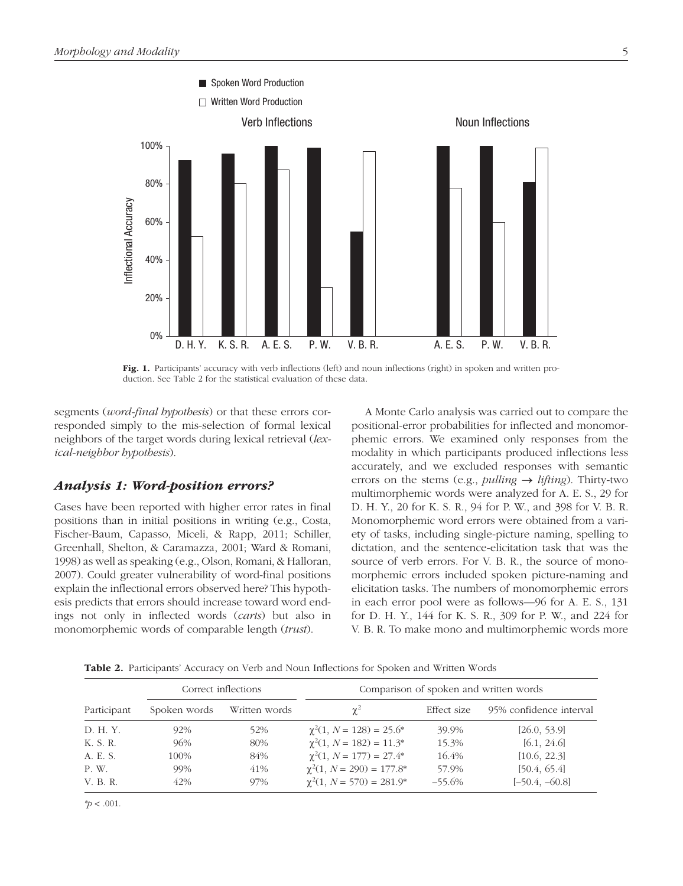Fig. 1. Participants' accuracy with verb inflections (left) and noun inflections (right) in spoken and written production. See Table 2 for the statistical evaluation of these data.

segments (*word-final hypothesis*) or that these errors corresponded simply to the mis-selection of formal lexical neighbors of the target words during lexical retrieval (*lexical-neighbor hypothesis*).

## *Analysis 1: Word-position errors?*

Cases have been reported with higher error rates in final positions than in initial positions in writing (e.g., Costa, Fischer-Baum, Capasso, Miceli, & Rapp, 2011; Schiller, Greenhall, Shelton, & Caramazza, 2001; Ward & Romani, 1998) as well as speaking (e.g., Olson, Romani, & Halloran, 2007). Could greater vulnerability of word-final positions explain the inflectional errors observed here? This hypothesis predicts that errors should increase toward word endings not only in inflected words (*carts*) but also in monomorphemic words of comparable length (*trust*).

A Monte Carlo analysis was carried out to compare the positional-error probabilities for inflected and monomorphemic errors. We examined only responses from the modality in which participants produced inflections less accurately, and we excluded responses with semantic errors on the stems (e.g., *pulling* → *lifting*). Thirty-two multimorphemic words were analyzed for A. E. S., 29 for D. H. Y., 20 for K. S. R., 94 for P. W., and 398 for V. B. R. Monomorphemic word errors were obtained from a variety of tasks, including single-picture naming, spelling to dictation, and the sentence-elicitation task that was the source of verb errors. For V. B. R., the source of monomorphemic errors included spoken picture-naming and elicitation tasks. The numbers of monomorphemic errors in each error pool were as follows—96 for A. E. S., 131 for D. H. Y., 144 for K. S. R., 309 for P. W., and 224 for V. B. R. To make mono and multimorphemic words more

**Table 2.** Participants' Accuracy on Verb and Noun Inflections for Spoken and Written Words

| | Correct inflections | | Comparison of spoken and written words | | |
|---|---|---|---|---|---|
| Participant | Spoken words | Written words | $\chi^2$ | Effect size | 95% confidence interval |
| D. H. Y. | 92% | 52% | $\chi^2(1, N = 128) = 25.6^*$ | 39.9% | [26.0, 53.9] |
| K. S. R. | 96% | 80% | $\chi^2(1, N = 182) = 11.3^*$ | 15.3% | [6.1, 24.6] |
| A. E. S. | 100% | 84% | $\chi^2(1, N = 177) = 27.4^*$ | 16.4% | [10.6, 22.3] |
| P. W. | 99% | 41% | $\chi^2(1, N = 290) = 177.8^*$ | 57.9% | [50.4, 65.4] |
| V. B. R. | 42% | 97% | $\chi^2(1, N = 570) = 281.9^*$ | –55.6% | [–50.4, –60.8] |

*$p < .001$.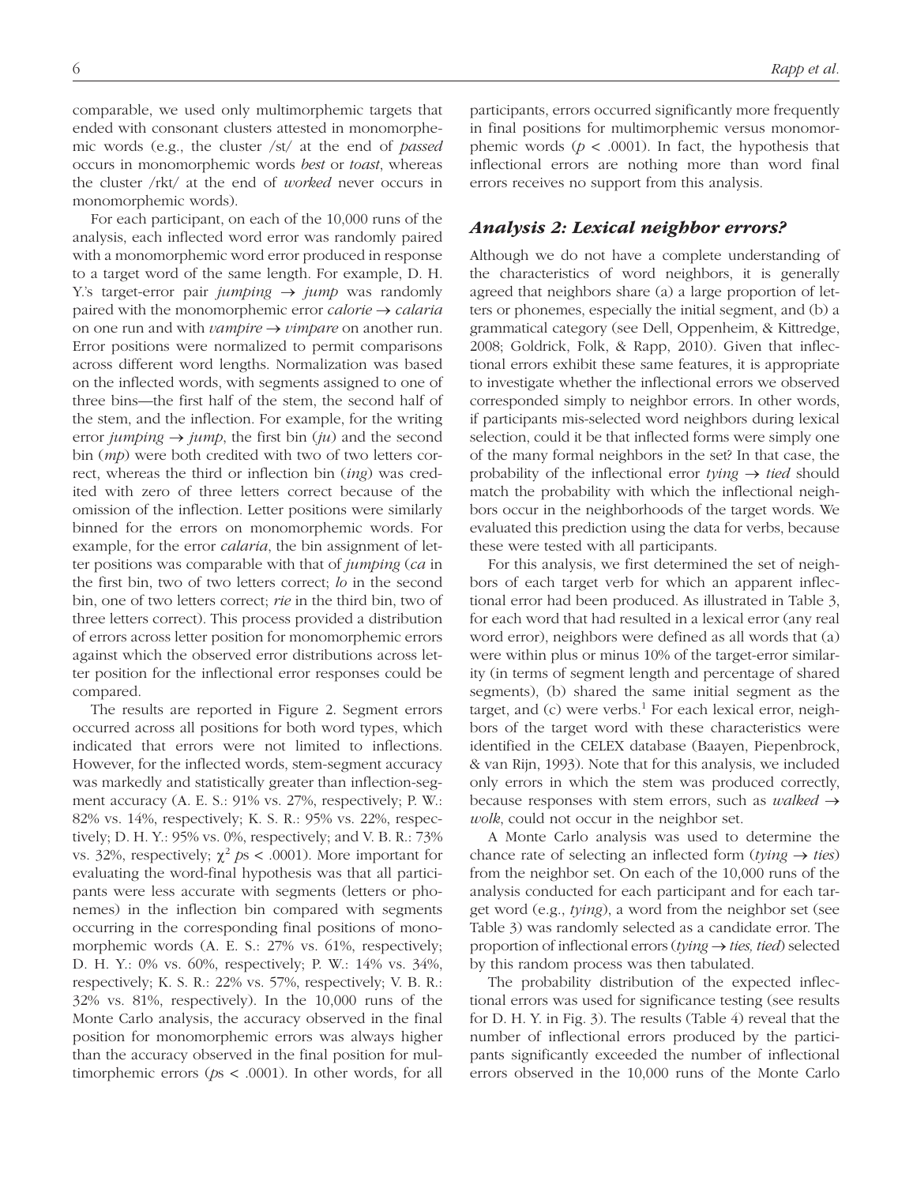comparable, we used only multimorphemic targets that ended with consonant clusters attested in monomorphemic words (e.g., the cluster /st/ at the end of *passed* occurs in monomorphemic words *best* or *toast*, whereas the cluster /rkt/ at the end of *worked* never occurs in monomorphemic words).

For each participant, on each of the 10,000 runs of the analysis, each inflected word error was randomly paired with a monomorphemic word error produced in response to a target word of the same length. For example, D. H. Y.'s target-error pair *jumping* → *jump* was randomly paired with the monomorphemic error *calorie* → *calaria* on one run and with *vampire* → *vimpare* on another run. Error positions were normalized to permit comparisons across different word lengths. Normalization was based on the inflected words, with segments assigned to one of three bins—the first half of the stem, the second half of the stem, and the inflection. For example, for the writing error *jumping* → *jump*, the first bin (*ju*) and the second bin (*mp*) were both credited with two of two letters correct, whereas the third or inflection bin (*ing*) was credited with zero of three letters correct because of the omission of the inflection. Letter positions were similarly binned for the errors on monomorphemic words. For example, for the error *calaria*, the bin assignment of letter positions was comparable with that of *jumping* (*ca* in the first bin, two of two letters correct; *lo* in the second bin, one of two letters correct; *rie* in the third bin, two of three letters correct). This process provided a distribution of errors across letter position for monomorphemic errors against which the observed error distributions across letter position for the inflectional error responses could be compared.

The results are reported in Figure 2. Segment errors occurred across all positions for both word types, which indicated that errors were not limited to inflections. However, for the inflected words, stem-segment accuracy was markedly and statistically greater than inflection-segment accuracy (A. E. S.: 91% vs. 27%, respectively; P. W.: 82% vs. 14%, respectively; K. S. R.: 95% vs. 22%, respectively; D. H. Y.: 95% vs. 0%, respectively; and V. B. R.: 73% vs. 32%, respectively; $\chi^2$ *p*s < .0001). More important for evaluating the word-final hypothesis was that all participants were less accurate with segments (letters or phonemes) in the inflection bin compared with segments occurring in the corresponding final positions of monomorphemic words (A. E. S.: 27% vs. 61%, respectively; D. H. Y.: 0% vs. 60%, respectively; P. W.: 14% vs. 34%, respectively; K. S. R.: 22% vs. 57%, respectively; V. B. R.: 32% vs. 81%, respectively). In the 10,000 runs of the Monte Carlo analysis, the accuracy observed in the final position for monomorphemic errors was always higher than the accuracy observed in the final position for multimorphemic errors (*p*s < .0001). In other words, for all participants, errors occurred significantly more frequently in final positions for multimorphemic versus monomorphemic words ($p < .0001$). In fact, the hypothesis that inflectional errors are nothing more than word final errors receives no support from this analysis.

## *Analysis 2: Lexical neighbor errors?*

Although we do not have a complete understanding of the characteristics of word neighbors, it is generally agreed that neighbors share (a) a large proportion of letters or phonemes, especially the initial segment, and (b) a grammatical category (see Dell, Oppenheim, & Kittredge, 2008; Goldrick, Folk, & Rapp, 2010). Given that inflectional errors exhibit these same features, it is appropriate to investigate whether the inflectional errors we observed corresponded simply to neighbor errors. In other words, if participants mis-selected word neighbors during lexical selection, could it be that inflected forms were simply one of the many formal neighbors in the set? In that case, the probability of the inflectional error *tying* → *tied* should match the probability with which the inflectional neighbors occur in the neighborhoods of the target words. We evaluated this prediction using the data for verbs, because these were tested with all participants.

For this analysis, we first determined the set of neighbors of each target verb for which an apparent inflectional error had been produced. As illustrated in Table 3, for each word that had resulted in a lexical error (any real word error), neighbors were defined as all words that (a) were within plus or minus 10% of the target-error similarity (in terms of segment length and percentage of shared segments), (b) shared the same initial segment as the target, and (c) were verbs.[1] For each lexical error, neighbors of the target word with these characteristics were identified in the CELEX database (Baayen, Piepenbrock, & van Rijn, 1993). Note that for this analysis, we included only errors in which the stem was produced correctly, because responses with stem errors, such as *walked* → *wolk*, could not occur in the neighbor set.

A Monte Carlo analysis was used to determine the chance rate of selecting an inflected form (*tying* → *ties*) from the neighbor set. On each of the 10,000 runs of the analysis conducted for each participant and for each target word (e.g., *tying*), a word from the neighbor set (see Table 3) was randomly selected as a candidate error. The proportion of inflectional errors (*tying* → *ties, tied*) selected by this random process was then tabulated.

The probability distribution of the expected inflectional errors was used for significance testing (see results for D. H. Y. in Fig. 3). The results (Table 4) reveal that the number of inflectional errors produced by the participants significantly exceeded the number of inflectional errors observed in the 10,000 runs of the Monte Carlo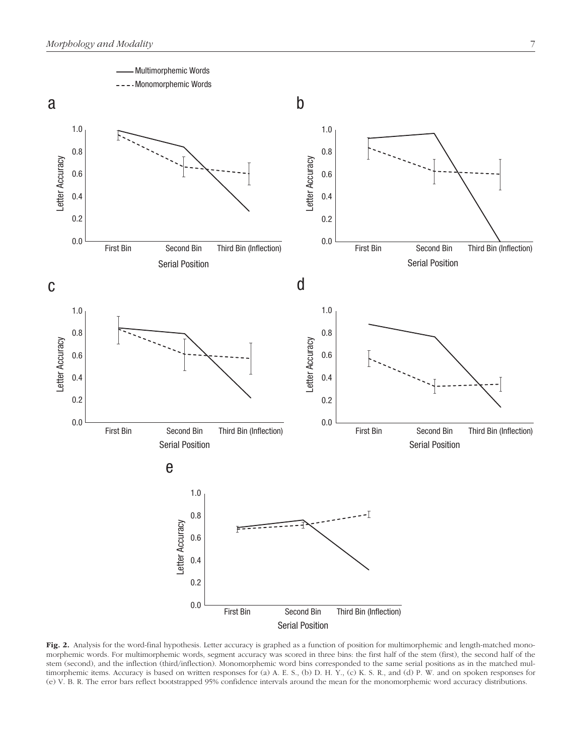**Fig. 2.** Analysis for the word-final hypothesis. Letter accuracy is graphed as a function of position for multimorphemic and length-matched monomorphemic words. For multimorphemic words, segment accuracy was scored in three bins: the first half of the stem (first), the second half of the stem (second), and the inflection (third/inflection). Monomorphemic word bins corresponded to the same serial positions as in the matched multimorphemic items. Accuracy is based on written responses for (a) A. E. S., (b) D. H. Y., (c) K. S. R., and (d) P. W. and on spoken responses for (e) V. B. R. The error bars reflect bootstrapped 95% confidence intervals around the mean for the monomorphemic word accuracy distributions.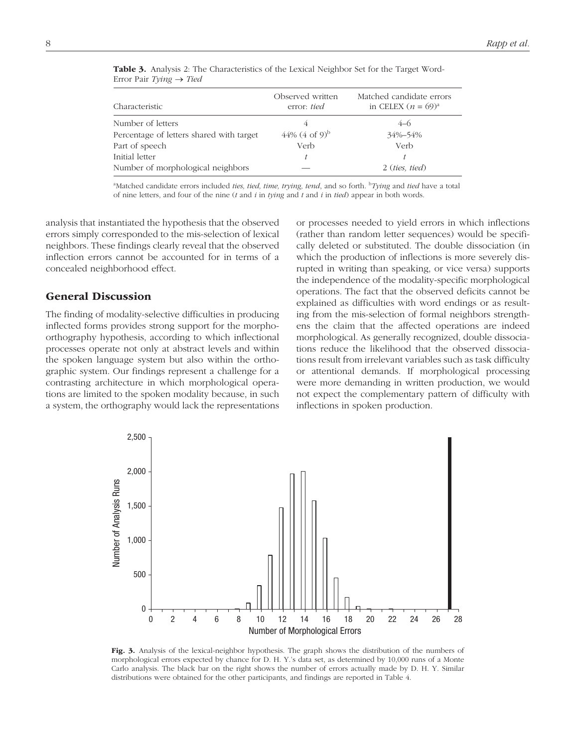**Table 3.** Analysis 2: The Characteristics of the Lexical Neighbor Set for the Target Word-Error Pair *Tying* → *Tied*

| Characteristic | Observed written error: *tied* | Matched candidate errors in CELEX ($n = 69$)[a] |
|---|---|---|
| Number of letters | 4 | 4–6 |
| Percentage of letters shared with target | 44% (4 of 9)[b] | 34%–54% |
| Part of speech | Verb | Verb |
| Initial letter | *t* | *t* |
| Number of morphological neighbors | — | 2 (*ties, tied*) |

[a]Matched candidate errors included *ties, tied, time, trying, tend*, and so forth. [b]*Tying* and *tied* have a total of nine letters, and four of the nine (*t* and *i* in *tying* and *t* and *i* in *tied*) appear in both words.

analysis that instantiated the hypothesis that the observed errors simply corresponded to the mis-selection of lexical neighbors. These findings clearly reveal that the observed inflection errors cannot be accounted for in terms of a concealed neighborhood effect.

## General Discussion

The finding of modality-selective difficulties in producing inflected forms provides strong support for the morpho-orthography hypothesis, according to which inflectional processes operate not only at abstract levels and within the spoken language system but also within the orthographic system. Our findings represent a challenge for a contrasting architecture in which morphological operations are limited to the spoken modality because, in such a system, the orthography would lack the representations or processes needed to yield errors in which inflections (rather than random letter sequences) would be specifically deleted or substituted. The double dissociation (in which the production of inflections is more severely disrupted in writing than speaking, or vice versa) supports the independence of the modality-specific morphological operations. The fact that the observed deficits cannot be explained as difficulties with word endings or as resulting from the mis-selection of formal neighbors strengthens the claim that the affected operations are indeed morphological. As generally recognized, double dissociations reduce the likelihood that the observed dissociations result from irrelevant variables such as task difficulty or attentional demands. If morphological processing were more demanding in written production, we would not expect the complementary pattern of difficulty with inflections in spoken production.

**Fig. 3.** Analysis of the lexical-neighbor hypothesis. The graph shows the distribution of the numbers of morphological errors expected by chance for D. H. Y.'s data set, as determined by 10,000 runs of a Monte Carlo analysis. The black bar on the right shows the number of errors actually made by D. H. Y. Similar distributions were obtained for the other participants, and findings are reported in Table 4.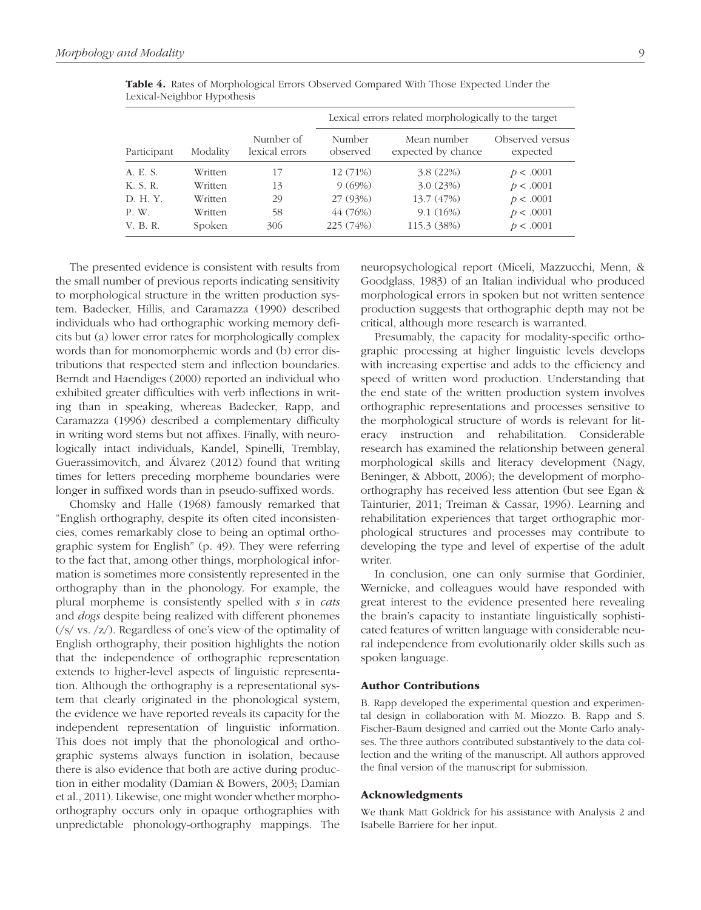**Table 4.** Rates of Morphological Errors Observed Compared With Those Expected Under the Lexical-Neighbor Hypothesis

| | | | Lexical errors related morphologically to the target | | |
|---|---|---|---|---|---|
| Participant | Modality | Number of lexical errors | Number observed | Mean number expected by chance | Observed versus expected |
| A. E. S. | Written | 17 | 12 (71%) | 3.8 (22%) | $p < .0001$ |
| K. S. R. | Written | 13 | 9 (69%) | 3.0 (23%) | $p < .0001$ |
| D. H. Y. | Written | 29 | 27 (93%) | 13.7 (47%) | $p < .0001$ |
| P. W. | Written | 58 | 44 (76%) | 9.1 (16%) | $p < .0001$ |
| V. B. R. | Spoken | 306 | 225 (74%) | 115.3 (38%) | $p < .0001$ |

The presented evidence is consistent with results from the small number of previous reports indicating sensitivity to morphological structure in the written production system. Badecker, Hillis, and Caramazza (1990) described individuals who had orthographic working memory deficits but (a) lower error rates for morphologically complex words than for monomorphemic words and (b) error distributions that respected stem and inflection boundaries. Berndt and Haendiges (2000) reported an individual who exhibited greater difficulties with verb inflections in writing than in speaking, whereas Badecker, Rapp, and Caramazza (1996) described a complementary difficulty in writing word stems but not affixes. Finally, with neurologically intact individuals, Kandel, Spinelli, Tremblay, Guerassimovitch, and Álvarez (2012) found that writing times for letters preceding morpheme boundaries were longer in suffixed words than in pseudo-suffixed words.

Chomsky and Halle (1968) famously remarked that "English orthography, despite its often cited inconsistencies, comes remarkably close to being an optimal orthographic system for English" (p. 49). They were referring to the fact that, among other things, morphological information is sometimes more consistently represented in the orthography than in the phonology. For example, the plural morpheme is consistently spelled with *s* in *cats* and *dogs* despite being realized with different phonemes (/s/ vs. /z/). Regardless of one's view of the optimality of English orthography, their position highlights the notion that the independence of orthographic representation extends to higher-level aspects of linguistic representation. Although the orthography is a representational system that clearly originated in the phonological system, the evidence we have reported reveals its capacity for the independent representation of linguistic information. This does not imply that the phonological and orthographic systems always function in isolation, because there is also evidence that both are active during production in either modality (Damian & Bowers, 2003; Damian et al., 2011). Likewise, one might wonder whether morpho-orthography occurs only in opaque orthographies with unpredictable phonology-orthography mappings. The neuropsychological report (Miceli, Mazzucchi, Menn, & Goodglass, 1983) of an Italian individual who produced morphological errors in spoken but not written sentence production suggests that orthographic depth may not be critical, although more research is warranted.

Presumably, the capacity for modality-specific orthographic processing at higher linguistic levels develops with increasing expertise and adds to the efficiency and speed of written word production. Understanding that the end state of the written production system involves orthographic representations and processes sensitive to the morphological structure of words is relevant for literacy instruction and rehabilitation. Considerable research has examined the relationship between general morphological skills and literacy development (Nagy, Beninger, & Abbott, 2006); the development of morpho-orthography has received less attention (but see Egan & Tainturier, 2011; Treiman & Cassar, 1996). Learning and rehabilitation experiences that target orthographic morphological structures and processes may contribute to developing the type and level of expertise of the adult writer.

In conclusion, one can only surmise that Gordinier, Wernicke, and colleagues would have responded with great interest to the evidence presented here revealing the brain's capacity to instantiate linguistically sophisticated features of written language with considerable neural independence from evolutionarily older skills such as spoken language.

## Author Contributions

B. Rapp developed the experimental question and experimental design in collaboration with M. Miozzo. B. Rapp and S. Fischer-Baum designed and carried out the Monte Carlo analyses. The three authors contributed substantively to the data collection and the writing of the manuscript. All authors approved the final version of the manuscript for submission.

## Acknowledgments

We thank Matt Goldrick for his assistance with Analysis 2 and Isabelle Barriere for her input.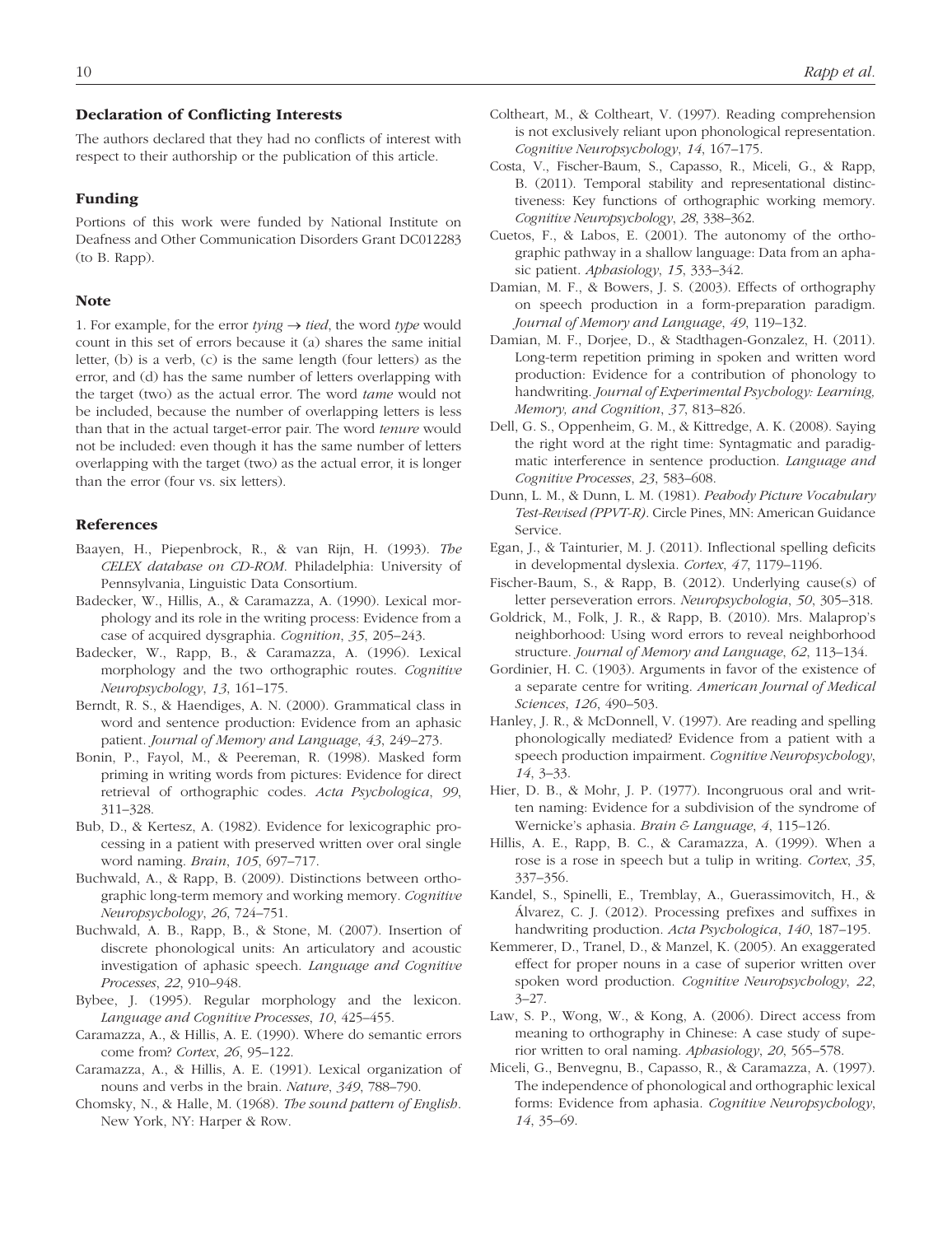## Declaration of Conflicting Interests

The authors declared that they had no conflicts of interest with respect to their authorship or the publication of this article.

## Funding

Portions of this work were funded by National Institute on Deafness and Other Communication Disorders Grant DC012283 (to B. Rapp).

## Note

1. For example, for the error *tying* → *tied*, the word *type* would count in this set of errors because it (a) shares the same initial letter, (b) is a verb, (c) is the same length (four letters) as the error, and (d) has the same number of letters overlapping with the target (two) as the actual error. The word *tame* would not be included, because the number of overlapping letters is less than that in the actual target-error pair. The word *tenure* would not be included: even though it has the same number of letters overlapping with the target (two) as the actual error, it is longer than the error (four vs. six letters).

## References

Baayen, H., Piepenbrock, R., & van Rijn, H. (1993). *The CELEX database on CD-ROM*. Philadelphia: University of Pennsylvania, Linguistic Data Consortium.

Badecker, W., Hillis, A., & Caramazza, A. (1990). Lexical morphology and its role in the writing process: Evidence from a case of acquired dysgraphia. *Cognition*, *35*, 205–243.

Badecker, W., Rapp, B., & Caramazza, A. (1996). Lexical morphology and the two orthographic routes. *Cognitive Neuropsychology*, *13*, 161–175.

Berndt, R. S., & Haendiges, A. N. (2000). Grammatical class in word and sentence production: Evidence from an aphasic patient. *Journal of Memory and Language*, *43*, 249–273.

Bonin, P., Fayol, M., & Peereman, R. (1998). Masked form priming in writing words from pictures: Evidence for direct retrieval of orthographic codes. *Acta Psychologica*, *99*, 311–328.

Bub, D., & Kertesz, A. (1982). Evidence for lexicographic processing in a patient with preserved written over oral single word naming. *Brain*, *105*, 697–717.

Buchwald, A., & Rapp, B. (2009). Distinctions between orthographic long-term memory and working memory. *Cognitive Neuropsychology*, *26*, 724–751.

Buchwald, A. B., Rapp, B., & Stone, M. (2007). Insertion of discrete phonological units: An articulatory and acoustic investigation of aphasic speech. *Language and Cognitive Processes*, *22*, 910–948.

Bybee, J. (1995). Regular morphology and the lexicon. *Language and Cognitive Processes*, *10*, 425–455.

Caramazza, A., & Hillis, A. E. (1990). Where do semantic errors come from? *Cortex*, *26*, 95–122.

Caramazza, A., & Hillis, A. E. (1991). Lexical organization of nouns and verbs in the brain. *Nature*, *349*, 788–790.

Chomsky, N., & Halle, M. (1968). *The sound pattern of English*. New York, NY: Harper & Row.

Coltheart, M., & Coltheart, V. (1997). Reading comprehension is not exclusively reliant upon phonological representation. *Cognitive Neuropsychology*, *14*, 167–175.

Costa, V., Fischer-Baum, S., Capasso, R., Miceli, G., & Rapp, B. (2011). Temporal stability and representational distinctiveness: Key functions of orthographic working memory. *Cognitive Neuropsychology*, *28*, 338–362.

Cuetos, F., & Labos, E. (2001). The autonomy of the orthographic pathway in a shallow language: Data from an aphasic patient. *Aphasiology*, *15*, 333–342.

Damian, M. F., & Bowers, J. S. (2003). Effects of orthography on speech production in a form-preparation paradigm. *Journal of Memory and Language*, *49*, 119–132.

Damian, M. F., Dorjee, D., & Stadthagen-Gonzalez, H. (2011). Long-term repetition priming in spoken and written word production: Evidence for a contribution of phonology to handwriting. *Journal of Experimental Psychology: Learning, Memory, and Cognition*, *37*, 813–826.

Dell, G. S., Oppenheim, G. M., & Kittredge, A. K. (2008). Saying the right word at the right time: Syntagmatic and paradigmatic interference in sentence production. *Language and Cognitive Processes*, *23*, 583–608.

Dunn, L. M., & Dunn, L. M. (1981). *Peabody Picture Vocabulary Test-Revised (PPVT-R)*. Circle Pines, MN: American Guidance Service.

Egan, J., & Tainturier, M. J. (2011). Inflectional spelling deficits in developmental dyslexia. *Cortex*, *47*, 1179–1196.

Fischer-Baum, S., & Rapp, B. (2012). Underlying cause(s) of letter perseveration errors. *Neuropsychologia*, *50*, 305–318.

Goldrick, M., Folk, J. R., & Rapp, B. (2010). Mrs. Malaprop's neighborhood: Using word errors to reveal neighborhood structure. *Journal of Memory and Language*, *62*, 113–134.

Gordinier, H. C. (1903). Arguments in favor of the existence of a separate centre for writing. *American Journal of Medical Sciences*, *126*, 490–503.

Hanley, J. R., & McDonnell, V. (1997). Are reading and spelling phonologically mediated? Evidence from a patient with a speech production impairment. *Cognitive Neuropsychology*, *14*, 3–33.

Hier, D. B., & Mohr, J. P. (1977). Incongruous oral and written naming: Evidence for a subdivision of the syndrome of Wernicke's aphasia. *Brain & Language*, *4*, 115–126.

Hillis, A. E., Rapp, B. C., & Caramazza, A. (1999). When a rose is a rose in speech but a tulip in writing. *Cortex*, *35*, 337–356.

Kandel, S., Spinelli, E., Tremblay, A., Guerassimovitch, H., & Álvarez, C. J. (2012). Processing prefixes and suffixes in handwriting production. *Acta Psychologica*, *140*, 187–195.

Kemmerer, D., Tranel, D., & Manzel, K. (2005). An exaggerated effect for proper nouns in a case of superior written over spoken word production. *Cognitive Neuropsychology*, *22*, 3–27.

Law, S. P., Wong, W., & Kong, A. (2006). Direct access from meaning to orthography in Chinese: A case study of superior written to oral naming. *Aphasiology*, *20*, 565–578.

Miceli, G., Benvegnu, B., Capasso, R., & Caramazza, A. (1997). The independence of phonological and orthographic lexical forms: Evidence from aphasia. *Cognitive Neuropsychology*, *14*, 35–69.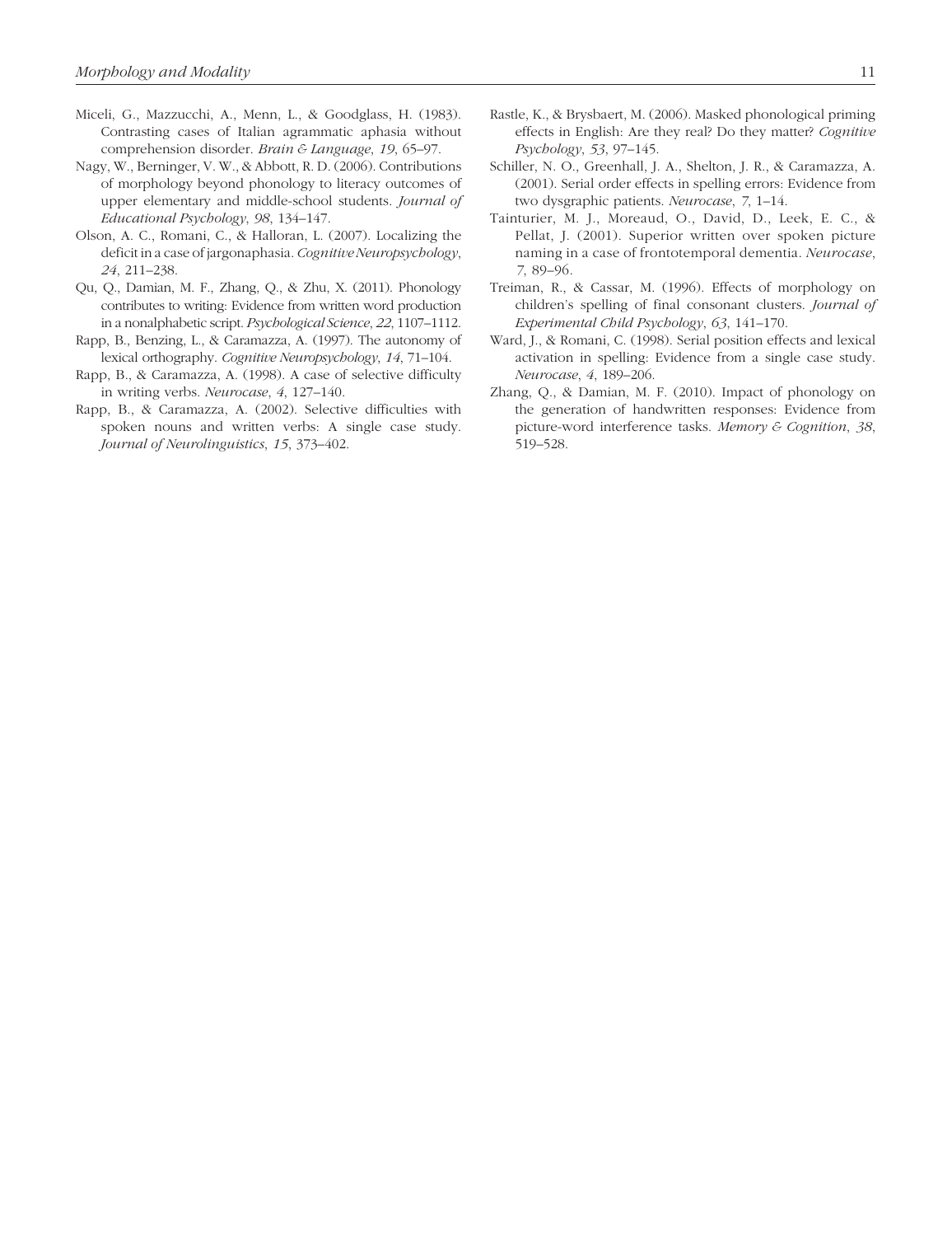Miceli, G., Mazzucchi, A., Menn, L., & Goodglass, H. (1983). Contrasting cases of Italian agrammatic aphasia without comprehension disorder. *Brain & Language*, *19*, 65–97.

Nagy, W., Berninger, V. W., & Abbott, R. D. (2006). Contributions of morphology beyond phonology to literacy outcomes of upper elementary and middle-school students. *Journal of Educational Psychology*, *98*, 134–147.

Olson, A. C., Romani, C., & Halloran, L. (2007). Localizing the deficit in a case of jargonaphasia. *Cognitive Neuropsychology*, *24*, 211–238.

Qu, Q., Damian, M. F., Zhang, Q., & Zhu, X. (2011). Phonology contributes to writing: Evidence from written word production in a nonalphabetic script. *Psychological Science*, *22*, 1107–1112.

Rapp, B., Benzing, L., & Caramazza, A. (1997). The autonomy of lexical orthography. *Cognitive Neuropsychology*, *14*, 71–104.

Rapp, B., & Caramazza, A. (1998). A case of selective difficulty in writing verbs. *Neurocase*, *4*, 127–140.

Rapp, B., & Caramazza, A. (2002). Selective difficulties with spoken nouns and written verbs: A single case study. *Journal of Neurolinguistics*, *15*, 373–402.

Rastle, K., & Brysbaert, M. (2006). Masked phonological priming effects in English: Are they real? Do they matter? *Cognitive Psychology*, *53*, 97–145.

Schiller, N. O., Greenhall, J. A., Shelton, J. R., & Caramazza, A. (2001). Serial order effects in spelling errors: Evidence from two dysgraphic patients. *Neurocase*, *7*, 1–14.

Tainturier, M. J., Moreaud, O., David, D., Leek, E. C., & Pellat, J. (2001). Superior written over spoken picture naming in a case of frontotemporal dementia. *Neurocase*, *7*, 89–96.

Treiman, R., & Cassar, M. (1996). Effects of morphology on children's spelling of final consonant clusters. *Journal of Experimental Child Psychology*, *63*, 141–170.

Ward, J., & Romani, C. (1998). Serial position effects and lexical activation in spelling: Evidence from a single case study. *Neurocase*, *4*, 189–206.

Zhang, Q., & Damian, M. F. (2010). Impact of phonology on the generation of handwritten responses: Evidence from picture-word interference tasks. *Memory & Cognition*, *38*, 519–528.